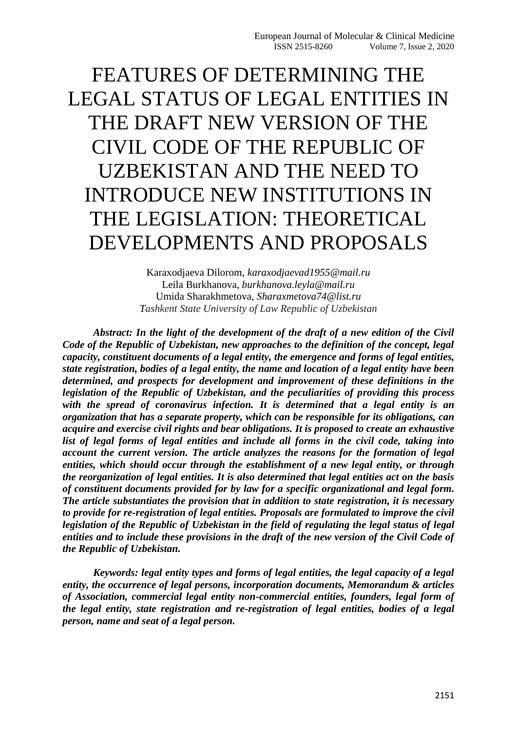# FEATURES OF DETERMINING THE LEGAL STATUS OF LEGAL ENTITIES IN THE DRAFT NEW VERSION OF THE CIVIL CODE OF THE REPUBLIC OF UZBEKISTAN AND THE NEED TO INTRODUCE NEW INSTITUTIONS IN THE LEGISLATION: THEORETICAL DEVELOPMENTS AND PROPOSALS

Karaxodjaeva Dilorom, *karaxodjaevad1955@mail.ru*
Leila Burkhanova, *burkhanova.leyla@mail.ru*
Umida Sharakhmetova, *Sharaxmetova74@list.ru*
*Tashkent State University of Law Republic of Uzbekistan*

***Abstract: In the light of the development of the draft of a new edition of the Civil Code of the Republic of Uzbekistan, new approaches to the definition of the concept, legal capacity, constituent documents of a legal entity, the emergence and forms of legal entities, state registration, bodies of a legal entity, the name and location of a legal entity have been determined, and prospects for development and improvement of these definitions in the legislation of the Republic of Uzbekistan, and the peculiarities of providing this process with the spread of coronavirus infection. It is determined that a legal entity is an organization that has a separate property, which can be responsible for its obligations, can acquire and exercise civil rights and bear obligations. It is proposed to create an exhaustive list of legal forms of legal entities and include all forms in the civil code, taking into account the current version. The article analyzes the reasons for the formation of legal entities, which should occur through the establishment of a new legal entity, or through the reorganization of legal entities. It is also determined that legal entities act on the basis of constituent documents provided for by law for a specific organizational and legal form. The article substantiates the provision that in addition to state registration, it is necessary to provide for re-registration of legal entities. Proposals are formulated to improve the civil legislation of the Republic of Uzbekistan in the field of regulating the legal status of legal entities and to include these provisions in the draft of the new version of the Civil Code of the Republic of Uzbekistan.***

***Keywords: legal entity types and forms of legal entities, the legal capacity of a legal entity, the occurrence of legal persons, incorporation documents, Memorandum & articles of Association, commercial legal entity non-commercial entities, founders, legal form of the legal entity, state registration and re-registration of legal entities, bodies of a legal person, name and seat of a legal person.***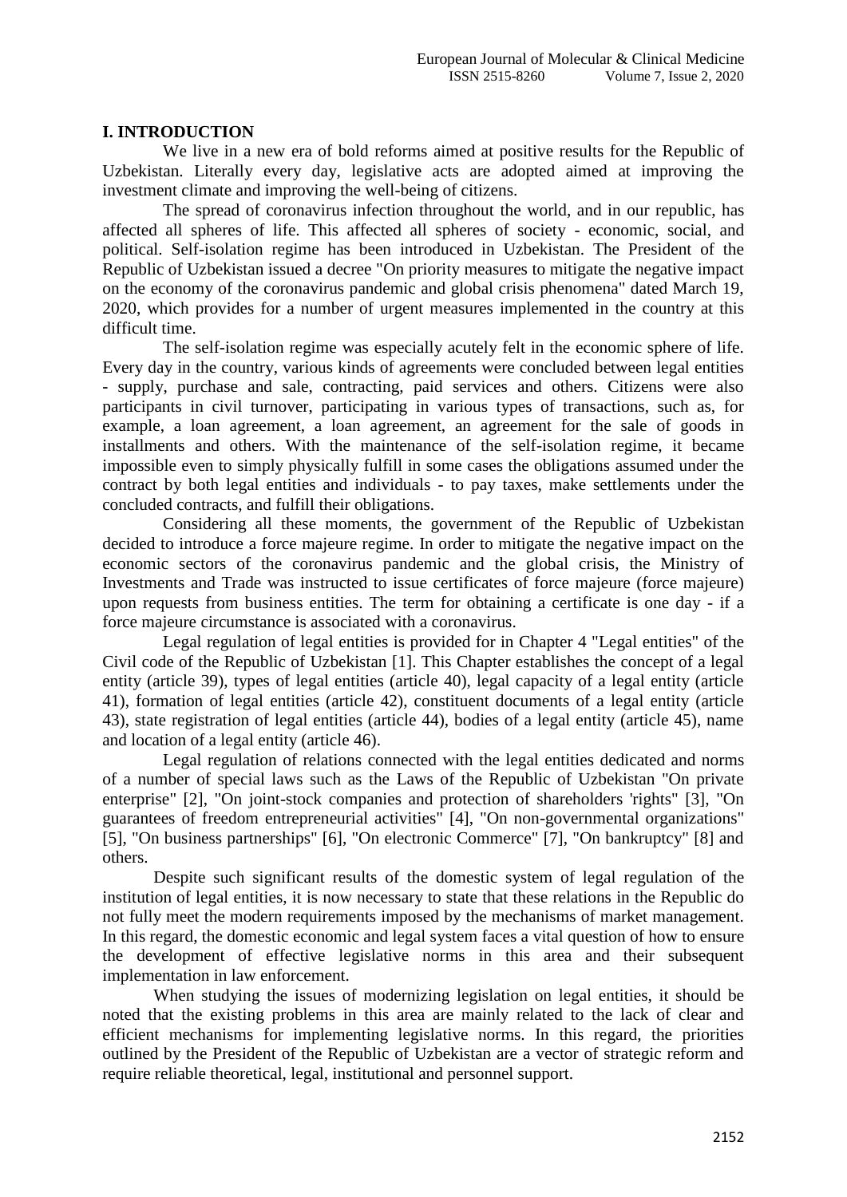## I. INTRODUCTION

We live in a new era of bold reforms aimed at positive results for the Republic of Uzbekistan. Literally every day, legislative acts are adopted aimed at improving the investment climate and improving the well-being of citizens.

The spread of coronavirus infection throughout the world, and in our republic, has affected all spheres of life. This affected all spheres of society - economic, social, and political. Self-isolation regime has been introduced in Uzbekistan. The President of the Republic of Uzbekistan issued a decree "On priority measures to mitigate the negative impact on the economy of the coronavirus pandemic and global crisis phenomena" dated March 19, 2020, which provides for a number of urgent measures implemented in the country at this difficult time.

The self-isolation regime was especially acutely felt in the economic sphere of life. Every day in the country, various kinds of agreements were concluded between legal entities - supply, purchase and sale, contracting, paid services and others. Citizens were also participants in civil turnover, participating in various types of transactions, such as, for example, a loan agreement, a loan agreement, an agreement for the sale of goods in installments and others. With the maintenance of the self-isolation regime, it became impossible even to simply physically fulfill in some cases the obligations assumed under the contract by both legal entities and individuals - to pay taxes, make settlements under the concluded contracts, and fulfill their obligations.

Considering all these moments, the government of the Republic of Uzbekistan decided to introduce a force majeure regime. In order to mitigate the negative impact on the economic sectors of the coronavirus pandemic and the global crisis, the Ministry of Investments and Trade was instructed to issue certificates of force majeure (force majeure) upon requests from business entities. The term for obtaining a certificate is one day - if a force majeure circumstance is associated with a coronavirus.

Legal regulation of legal entities is provided for in Chapter 4 "Legal entities" of the Civil code of the Republic of Uzbekistan [1]. This Chapter establishes the concept of a legal entity (article 39), types of legal entities (article 40), legal capacity of a legal entity (article 41), formation of legal entities (article 42), constituent documents of a legal entity (article 43), state registration of legal entities (article 44), bodies of a legal entity (article 45), name and location of a legal entity (article 46).

Legal regulation of relations connected with the legal entities dedicated and norms of a number of special laws such as the Laws of the Republic of Uzbekistan "On private enterprise" [2], "On joint-stock companies and protection of shareholders 'rights" [3], "On guarantees of freedom entrepreneurial activities" [4], "On non-governmental organizations" [5], "On business partnerships" [6], "On electronic Commerce" [7], "On bankruptcy" [8] and others.

Despite such significant results of the domestic system of legal regulation of the institution of legal entities, it is now necessary to state that these relations in the Republic do not fully meet the modern requirements imposed by the mechanisms of market management. In this regard, the domestic economic and legal system faces a vital question of how to ensure the development of effective legislative norms in this area and their subsequent implementation in law enforcement.

When studying the issues of modernizing legislation on legal entities, it should be noted that the existing problems in this area are mainly related to the lack of clear and efficient mechanisms for implementing legislative norms. In this regard, the priorities outlined by the President of the Republic of Uzbekistan are a vector of strategic reform and require reliable theoretical, legal, institutional and personnel support.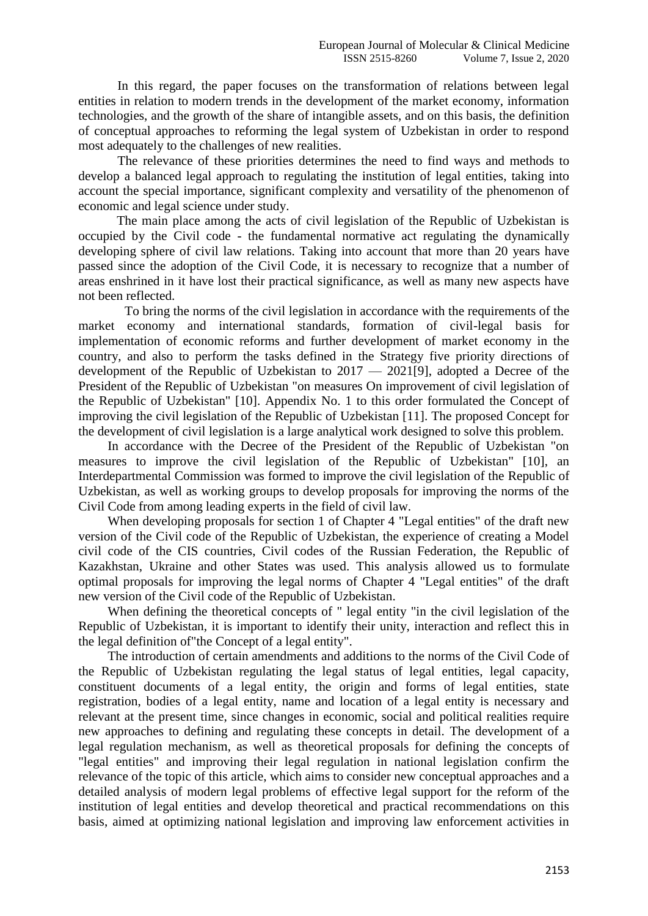In this regard, the paper focuses on the transformation of relations between legal entities in relation to modern trends in the development of the market economy, information technologies, and the growth of the share of intangible assets, and on this basis, the definition of conceptual approaches to reforming the legal system of Uzbekistan in order to respond most adequately to the challenges of new realities.

The relevance of these priorities determines the need to find ways and methods to develop a balanced legal approach to regulating the institution of legal entities, taking into account the special importance, significant complexity and versatility of the phenomenon of economic and legal science under study.

The main place among the acts of civil legislation of the Republic of Uzbekistan is occupied by the Civil code - the fundamental normative act regulating the dynamically developing sphere of civil law relations. Taking into account that more than 20 years have passed since the adoption of the Civil Code, it is necessary to recognize that a number of areas enshrined in it have lost their practical significance, as well as many new aspects have not been reflected.

To bring the norms of the civil legislation in accordance with the requirements of the market economy and international standards, formation of civil-legal basis for implementation of economic reforms and further development of market economy in the country, and also to perform the tasks defined in the Strategy five priority directions of development of the Republic of Uzbekistan to 2017 — 2021[9], adopted a Decree of the President of the Republic of Uzbekistan "on measures On improvement of civil legislation of the Republic of Uzbekistan" [10]. Appendix No. 1 to this order formulated the Concept of improving the civil legislation of the Republic of Uzbekistan [11]. The proposed Concept for the development of civil legislation is a large analytical work designed to solve this problem.

In accordance with the Decree of the President of the Republic of Uzbekistan "on measures to improve the civil legislation of the Republic of Uzbekistan" [10], an Interdepartmental Commission was formed to improve the civil legislation of the Republic of Uzbekistan, as well as working groups to develop proposals for improving the norms of the Civil Code from among leading experts in the field of civil law.

When developing proposals for section 1 of Chapter 4 "Legal entities" of the draft new version of the Civil code of the Republic of Uzbekistan, the experience of creating a Model civil code of the CIS countries, Civil codes of the Russian Federation, the Republic of Kazakhstan, Ukraine and other States was used. This analysis allowed us to formulate optimal proposals for improving the legal norms of Chapter 4 "Legal entities" of the draft new version of the Civil code of the Republic of Uzbekistan.

When defining the theoretical concepts of " legal entity "in the civil legislation of the Republic of Uzbekistan, it is important to identify their unity, interaction and reflect this in the legal definition of"the Concept of a legal entity".

The introduction of certain amendments and additions to the norms of the Civil Code of the Republic of Uzbekistan regulating the legal status of legal entities, legal capacity, constituent documents of a legal entity, the origin and forms of legal entities, state registration, bodies of a legal entity, name and location of a legal entity is necessary and relevant at the present time, since changes in economic, social and political realities require new approaches to defining and regulating these concepts in detail. The development of a legal regulation mechanism, as well as theoretical proposals for defining the concepts of "legal entities" and improving their legal regulation in national legislation confirm the relevance of the topic of this article, which aims to consider new conceptual approaches and a detailed analysis of modern legal problems of effective legal support for the reform of the institution of legal entities and develop theoretical and practical recommendations on this basis, aimed at optimizing national legislation and improving law enforcement activities in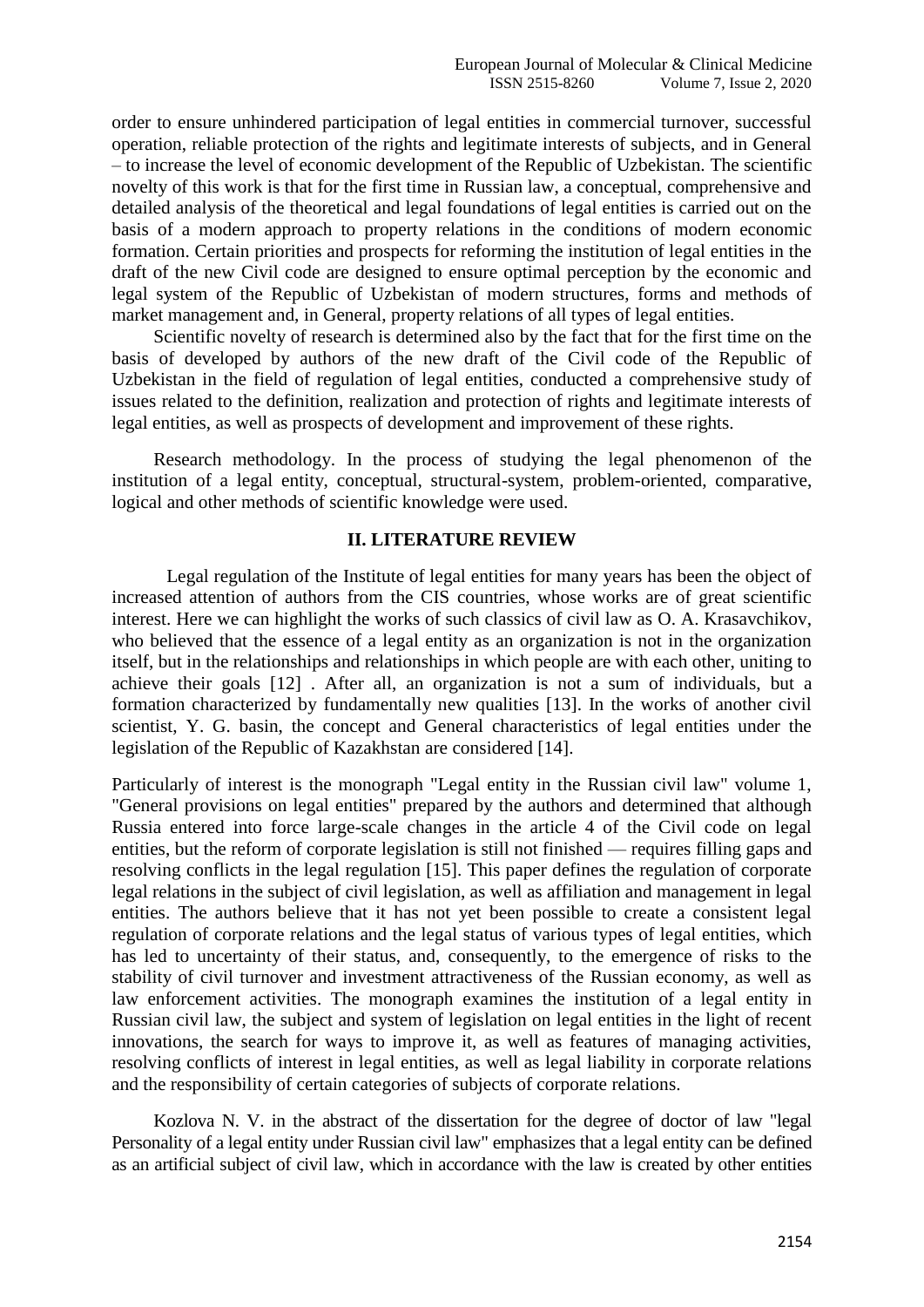order to ensure unhindered participation of legal entities in commercial turnover, successful operation, reliable protection of the rights and legitimate interests of subjects, and in General – to increase the level of economic development of the Republic of Uzbekistan. The scientific novelty of this work is that for the first time in Russian law, a conceptual, comprehensive and detailed analysis of the theoretical and legal foundations of legal entities is carried out on the basis of a modern approach to property relations in the conditions of modern economic formation. Certain priorities and prospects for reforming the institution of legal entities in the draft of the new Civil code are designed to ensure optimal perception by the economic and legal system of the Republic of Uzbekistan of modern structures, forms and methods of market management and, in General, property relations of all types of legal entities.

Scientific novelty of research is determined also by the fact that for the first time on the basis of developed by authors of the new draft of the Civil code of the Republic of Uzbekistan in the field of regulation of legal entities, conducted a comprehensive study of issues related to the definition, realization and protection of rights and legitimate interests of legal entities, as well as prospects of development and improvement of these rights.

Research methodology. In the process of studying the legal phenomenon of the institution of a legal entity, conceptual, structural-system, problem-oriented, comparative, logical and other methods of scientific knowledge were used.

## II. LITERATURE REVIEW

Legal regulation of the Institute of legal entities for many years has been the object of increased attention of authors from the CIS countries, whose works are of great scientific interest. Here we can highlight the works of such classics of civil law as O. A. Krasavchikov, who believed that the essence of a legal entity as an organization is not in the organization itself, but in the relationships and relationships in which people are with each other, uniting to achieve their goals [12] . After all, an organization is not a sum of individuals, but a formation characterized by fundamentally new qualities [13]. In the works of another civil scientist, Y. G. basin, the concept and General characteristics of legal entities under the legislation of the Republic of Kazakhstan are considered [14].

Particularly of interest is the monograph "Legal entity in the Russian civil law" volume 1, "General provisions on legal entities" prepared by the authors and determined that although Russia entered into force large-scale changes in the article 4 of the Civil code on legal entities, but the reform of corporate legislation is still not finished — requires filling gaps and resolving conflicts in the legal regulation [15]. This paper defines the regulation of corporate legal relations in the subject of civil legislation, as well as affiliation and management in legal entities. The authors believe that it has not yet been possible to create a consistent legal regulation of corporate relations and the legal status of various types of legal entities, which has led to uncertainty of their status, and, consequently, to the emergence of risks to the stability of civil turnover and investment attractiveness of the Russian economy, as well as law enforcement activities. The monograph examines the institution of a legal entity in Russian civil law, the subject and system of legislation on legal entities in the light of recent innovations, the search for ways to improve it, as well as features of managing activities, resolving conflicts of interest in legal entities, as well as legal liability in corporate relations and the responsibility of certain categories of subjects of corporate relations.

Kozlova N. V. in the abstract of the dissertation for the degree of doctor of law "legal Personality of a legal entity under Russian civil law" emphasizes that a legal entity can be defined as an artificial subject of civil law, which in accordance with the law is created by other entities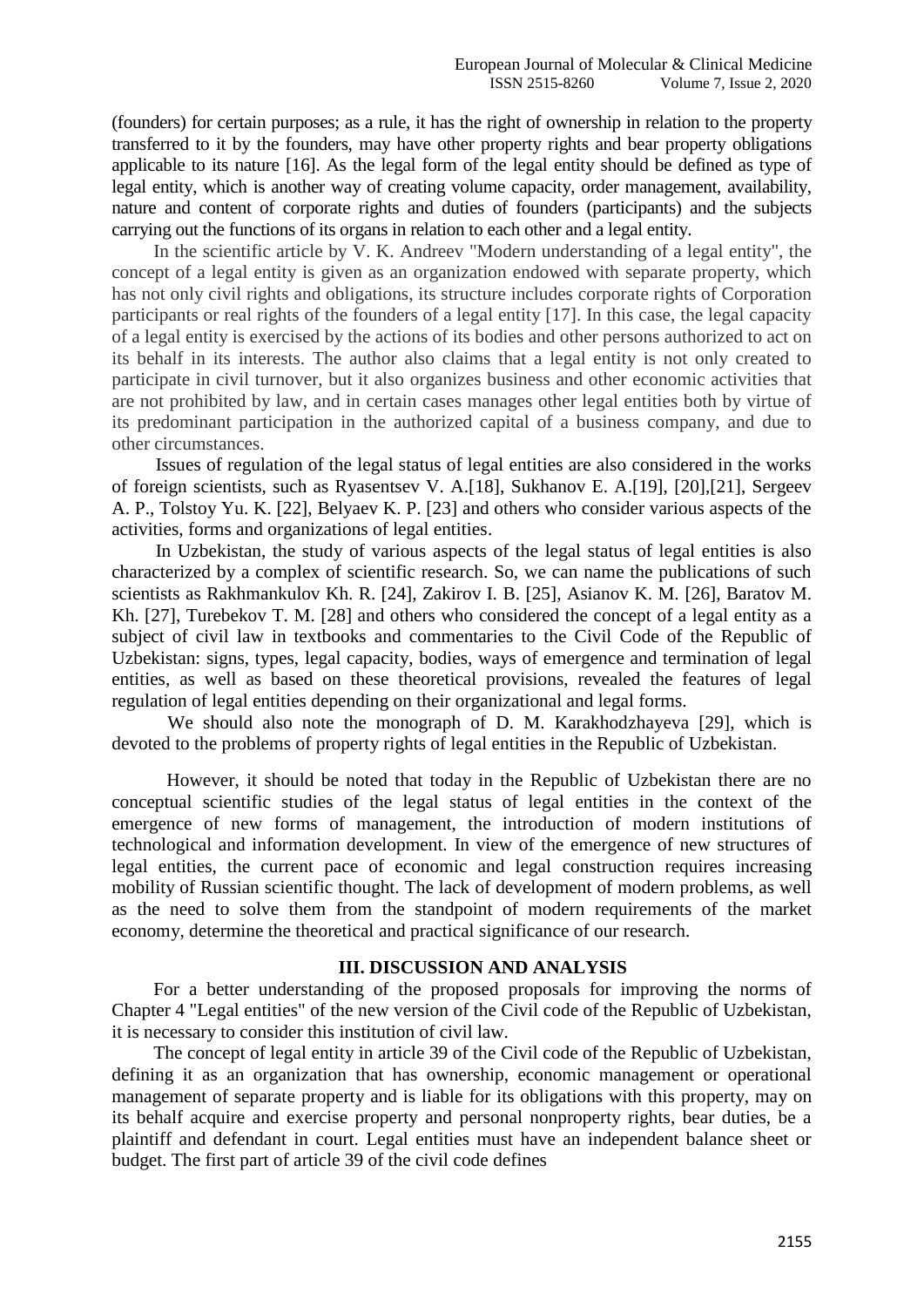(founders) for certain purposes; as a rule, it has the right of ownership in relation to the property transferred to it by the founders, may have other property rights and bear property obligations applicable to its nature [16]. As the legal form of the legal entity should be defined as type of legal entity, which is another way of creating volume capacity, order management, availability, nature and content of corporate rights and duties of founders (participants) and the subjects carrying out the functions of its organs in relation to each other and a legal entity.

In the scientific article by V. K. Andreev "Modern understanding of a legal entity", the concept of a legal entity is given as an organization endowed with separate property, which has not only civil rights and obligations, its structure includes corporate rights of Corporation participants or real rights of the founders of a legal entity [17]. In this case, the legal capacity of a legal entity is exercised by the actions of its bodies and other persons authorized to act on its behalf in its interests. The author also claims that a legal entity is not only created to participate in civil turnover, but it also organizes business and other economic activities that are not prohibited by law, and in certain cases manages other legal entities both by virtue of its predominant participation in the authorized capital of a business company, and due to other circumstances.

Issues of regulation of the legal status of legal entities are also considered in the works of foreign scientists, such as Ryasentsev V. A.[18], Sukhanov E. A.[19], [20],[21], Sergeev A. P., Tolstoy Yu. K. [22], Belyaev K. P. [23] and others who consider various aspects of the activities, forms and organizations of legal entities.

In Uzbekistan, the study of various aspects of the legal status of legal entities is also characterized by a complex of scientific research. So, we can name the publications of such scientists as Rakhmankulov Kh. R. [24], Zakirov I. B. [25], Asianov K. M. [26], Baratov M. Kh. [27], Turebekov T. M. [28] and others who considered the concept of a legal entity as a subject of civil law in textbooks and commentaries to the Civil Code of the Republic of Uzbekistan: signs, types, legal capacity, bodies, ways of emergence and termination of legal entities, as well as based on these theoretical provisions, revealed the features of legal regulation of legal entities depending on their organizational and legal forms.

We should also note the monograph of D. M. Karakhodzhayeva [29], which is devoted to the problems of property rights of legal entities in the Republic of Uzbekistan.

However, it should be noted that today in the Republic of Uzbekistan there are no conceptual scientific studies of the legal status of legal entities in the context of the emergence of new forms of management, the introduction of modern institutions of technological and information development. In view of the emergence of new structures of legal entities, the current pace of economic and legal construction requires increasing mobility of Russian scientific thought. The lack of development of modern problems, as well as the need to solve them from the standpoint of modern requirements of the market economy, determine the theoretical and practical significance of our research.

## III. DISCUSSION AND ANALYSIS

For a better understanding of the proposed proposals for improving the norms of Chapter 4 "Legal entities" of the new version of the Civil code of the Republic of Uzbekistan, it is necessary to consider this institution of civil law.

The concept of legal entity in article 39 of the Civil code of the Republic of Uzbekistan, defining it as an organization that has ownership, economic management or operational management of separate property and is liable for its obligations with this property, may on its behalf acquire and exercise property and personal nonproperty rights, bear duties, be a plaintiff and defendant in court. Legal entities must have an independent balance sheet or budget. The first part of article 39 of the civil code defines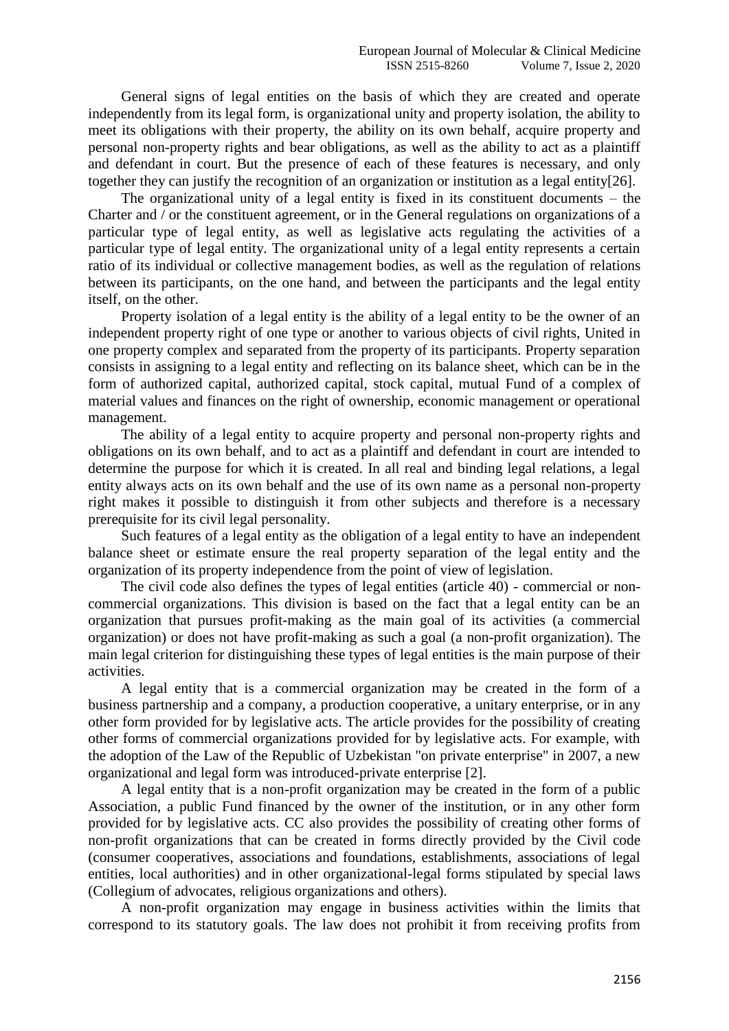General signs of legal entities on the basis of which they are created and operate independently from its legal form, is organizational unity and property isolation, the ability to meet its obligations with their property, the ability on its own behalf, acquire property and personal non-property rights and bear obligations, as well as the ability to act as a plaintiff and defendant in court. But the presence of each of these features is necessary, and only together they can justify the recognition of an organization or institution as a legal entity[26].

The organizational unity of a legal entity is fixed in its constituent documents – the Charter and / or the constituent agreement, or in the General regulations on organizations of a particular type of legal entity, as well as legislative acts regulating the activities of a particular type of legal entity. The organizational unity of a legal entity represents a certain ratio of its individual or collective management bodies, as well as the regulation of relations between its participants, on the one hand, and between the participants and the legal entity itself, on the other.

Property isolation of a legal entity is the ability of a legal entity to be the owner of an independent property right of one type or another to various objects of civil rights, United in one property complex and separated from the property of its participants. Property separation consists in assigning to a legal entity and reflecting on its balance sheet, which can be in the form of authorized capital, authorized capital, stock capital, mutual Fund of a complex of material values and finances on the right of ownership, economic management or operational management.

The ability of a legal entity to acquire property and personal non-property rights and obligations on its own behalf, and to act as a plaintiff and defendant in court are intended to determine the purpose for which it is created. In all real and binding legal relations, a legal entity always acts on its own behalf and the use of its own name as a personal non-property right makes it possible to distinguish it from other subjects and therefore is a necessary prerequisite for its civil legal personality.

Such features of a legal entity as the obligation of a legal entity to have an independent balance sheet or estimate ensure the real property separation of the legal entity and the organization of its property independence from the point of view of legislation.

The civil code also defines the types of legal entities (article 40) - commercial or non-commercial organizations. This division is based on the fact that a legal entity can be an organization that pursues profit-making as the main goal of its activities (a commercial organization) or does not have profit-making as such a goal (a non-profit organization). The main legal criterion for distinguishing these types of legal entities is the main purpose of their activities.

A legal entity that is a commercial organization may be created in the form of a business partnership and a company, a production cooperative, a unitary enterprise, or in any other form provided for by legislative acts. The article provides for the possibility of creating other forms of commercial organizations provided for by legislative acts. For example, with the adoption of the Law of the Republic of Uzbekistan "on private enterprise" in 2007, a new organizational and legal form was introduced-private enterprise [2].

A legal entity that is a non-profit organization may be created in the form of a public Association, a public Fund financed by the owner of the institution, or in any other form provided for by legislative acts. CC also provides the possibility of creating other forms of non-profit organizations that can be created in forms directly provided by the Civil code (consumer cooperatives, associations and foundations, establishments, associations of legal entities, local authorities) and in other organizational-legal forms stipulated by special laws (Collegium of advocates, religious organizations and others).

A non-profit organization may engage in business activities within the limits that correspond to its statutory goals. The law does not prohibit it from receiving profits from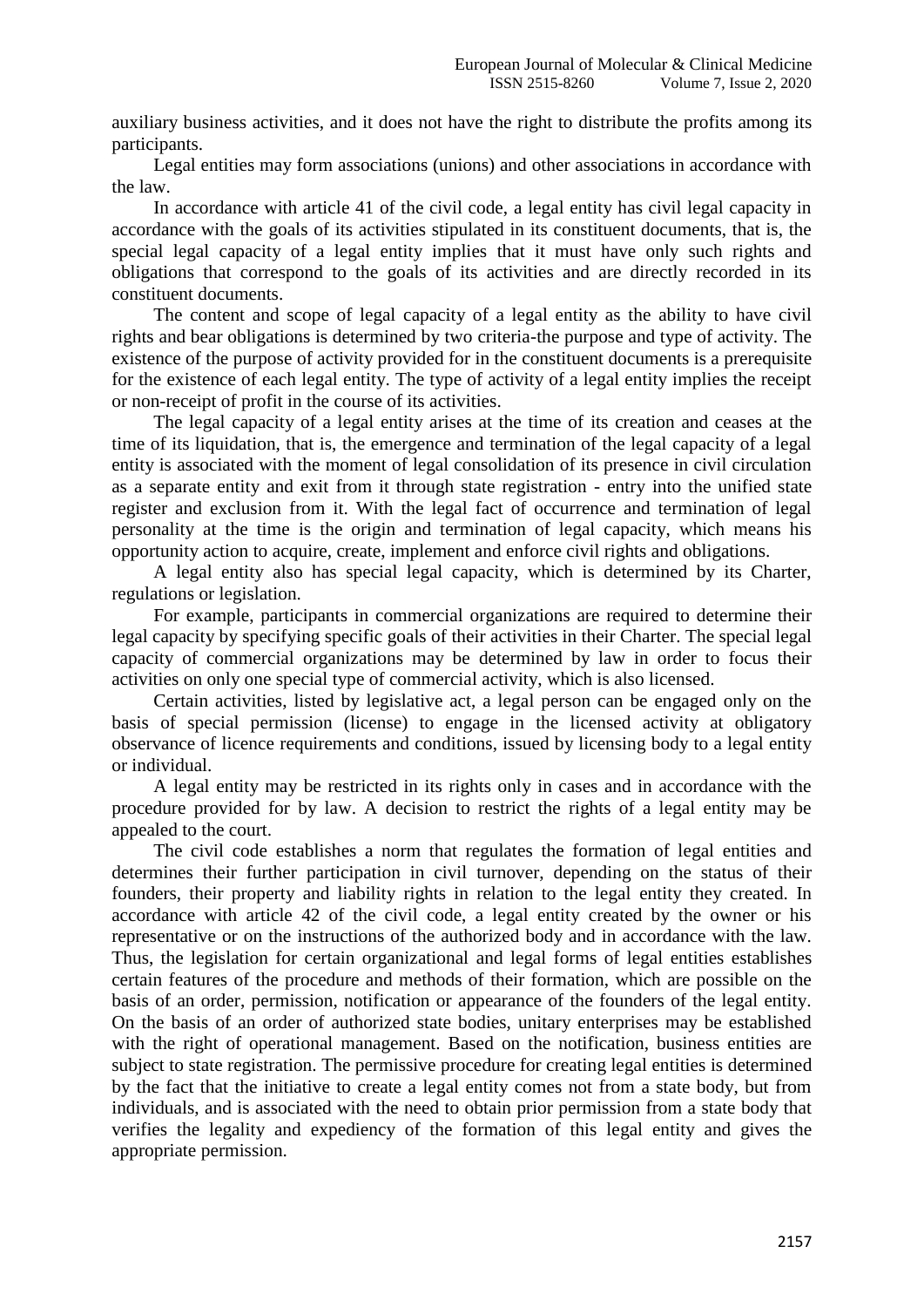auxiliary business activities, and it does not have the right to distribute the profits among its participants.

Legal entities may form associations (unions) and other associations in accordance with the law.

In accordance with article 41 of the civil code, a legal entity has civil legal capacity in accordance with the goals of its activities stipulated in its constituent documents, that is, the special legal capacity of a legal entity implies that it must have only such rights and obligations that correspond to the goals of its activities and are directly recorded in its constituent documents.

The content and scope of legal capacity of a legal entity as the ability to have civil rights and bear obligations is determined by two criteria-the purpose and type of activity. The existence of the purpose of activity provided for in the constituent documents is a prerequisite for the existence of each legal entity. The type of activity of a legal entity implies the receipt or non-receipt of profit in the course of its activities.

The legal capacity of a legal entity arises at the time of its creation and ceases at the time of its liquidation, that is, the emergence and termination of the legal capacity of a legal entity is associated with the moment of legal consolidation of its presence in civil circulation as a separate entity and exit from it through state registration - entry into the unified state register and exclusion from it. With the legal fact of occurrence and termination of legal personality at the time is the origin and termination of legal capacity, which means his opportunity action to acquire, create, implement and enforce civil rights and obligations.

A legal entity also has special legal capacity, which is determined by its Charter, regulations or legislation.

For example, participants in commercial organizations are required to determine their legal capacity by specifying specific goals of their activities in their Charter. The special legal capacity of commercial organizations may be determined by law in order to focus their activities on only one special type of commercial activity, which is also licensed.

Certain activities, listed by legislative act, a legal person can be engaged only on the basis of special permission (license) to engage in the licensed activity at obligatory observance of licence requirements and conditions, issued by licensing body to a legal entity or individual.

A legal entity may be restricted in its rights only in cases and in accordance with the procedure provided for by law. A decision to restrict the rights of a legal entity may be appealed to the court.

The civil code establishes a norm that regulates the formation of legal entities and determines their further participation in civil turnover, depending on the status of their founders, their property and liability rights in relation to the legal entity they created. In accordance with article 42 of the civil code, a legal entity created by the owner or his representative or on the instructions of the authorized body and in accordance with the law. Thus, the legislation for certain organizational and legal forms of legal entities establishes certain features of the procedure and methods of their formation, which are possible on the basis of an order, permission, notification or appearance of the founders of the legal entity. On the basis of an order of authorized state bodies, unitary enterprises may be established with the right of operational management. Based on the notification, business entities are subject to state registration. The permissive procedure for creating legal entities is determined by the fact that the initiative to create a legal entity comes not from a state body, but from individuals, and is associated with the need to obtain prior permission from a state body that verifies the legality and expediency of the formation of this legal entity and gives the appropriate permission.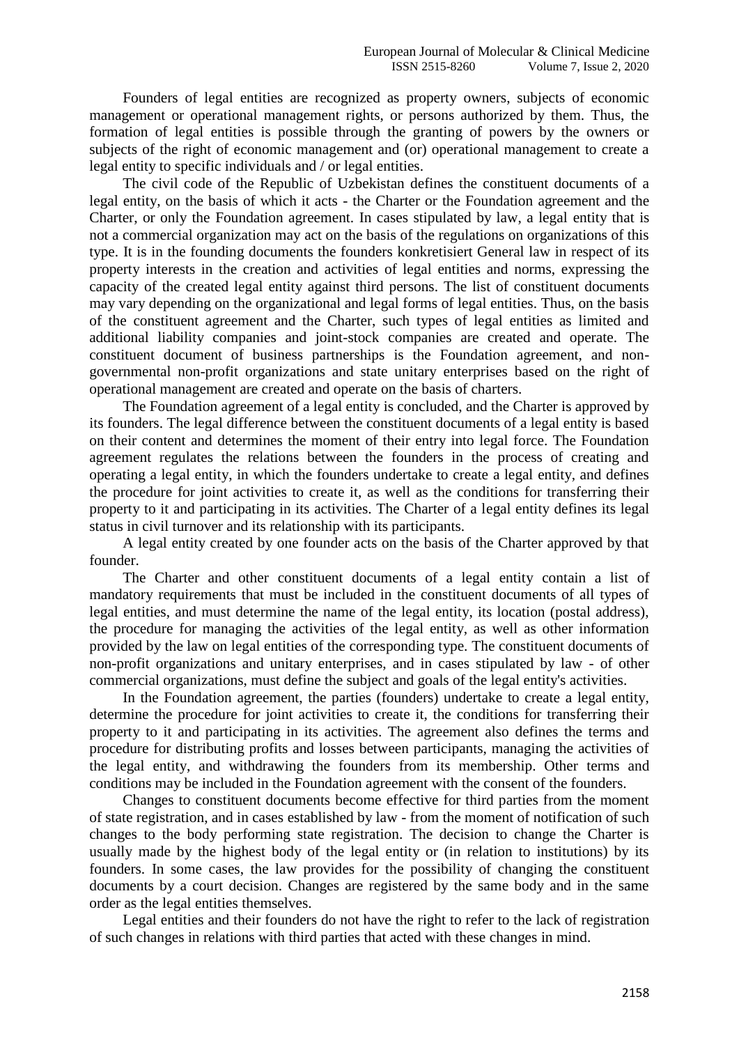Founders of legal entities are recognized as property owners, subjects of economic management or operational management rights, or persons authorized by them. Thus, the formation of legal entities is possible through the granting of powers by the owners or subjects of the right of economic management and (or) operational management to create a legal entity to specific individuals and / or legal entities.

The civil code of the Republic of Uzbekistan defines the constituent documents of a legal entity, on the basis of which it acts - the Charter or the Foundation agreement and the Charter, or only the Foundation agreement. In cases stipulated by law, a legal entity that is not a commercial organization may act on the basis of the regulations on organizations of this type. It is in the founding documents the founders konkretisiert General law in respect of its property interests in the creation and activities of legal entities and norms, expressing the capacity of the created legal entity against third persons. The list of constituent documents may vary depending on the organizational and legal forms of legal entities. Thus, on the basis of the constituent agreement and the Charter, such types of legal entities as limited and additional liability companies and joint-stock companies are created and operate. The constituent document of business partnerships is the Foundation agreement, and non-governmental non-profit organizations and state unitary enterprises based on the right of operational management are created and operate on the basis of charters.

The Foundation agreement of a legal entity is concluded, and the Charter is approved by its founders. The legal difference between the constituent documents of a legal entity is based on their content and determines the moment of their entry into legal force. The Foundation agreement regulates the relations between the founders in the process of creating and operating a legal entity, in which the founders undertake to create a legal entity, and defines the procedure for joint activities to create it, as well as the conditions for transferring their property to it and participating in its activities. The Charter of a legal entity defines its legal status in civil turnover and its relationship with its participants.

A legal entity created by one founder acts on the basis of the Charter approved by that founder.

The Charter and other constituent documents of a legal entity contain a list of mandatory requirements that must be included in the constituent documents of all types of legal entities, and must determine the name of the legal entity, its location (postal address), the procedure for managing the activities of the legal entity, as well as other information provided by the law on legal entities of the corresponding type. The constituent documents of non-profit organizations and unitary enterprises, and in cases stipulated by law - of other commercial organizations, must define the subject and goals of the legal entity's activities.

In the Foundation agreement, the parties (founders) undertake to create a legal entity, determine the procedure for joint activities to create it, the conditions for transferring their property to it and participating in its activities. The agreement also defines the terms and procedure for distributing profits and losses between participants, managing the activities of the legal entity, and withdrawing the founders from its membership. Other terms and conditions may be included in the Foundation agreement with the consent of the founders.

Changes to constituent documents become effective for third parties from the moment of state registration, and in cases established by law - from the moment of notification of such changes to the body performing state registration. The decision to change the Charter is usually made by the highest body of the legal entity or (in relation to institutions) by its founders. In some cases, the law provides for the possibility of changing the constituent documents by a court decision. Changes are registered by the same body and in the same order as the legal entities themselves.

Legal entities and their founders do not have the right to refer to the lack of registration of such changes in relations with third parties that acted with these changes in mind.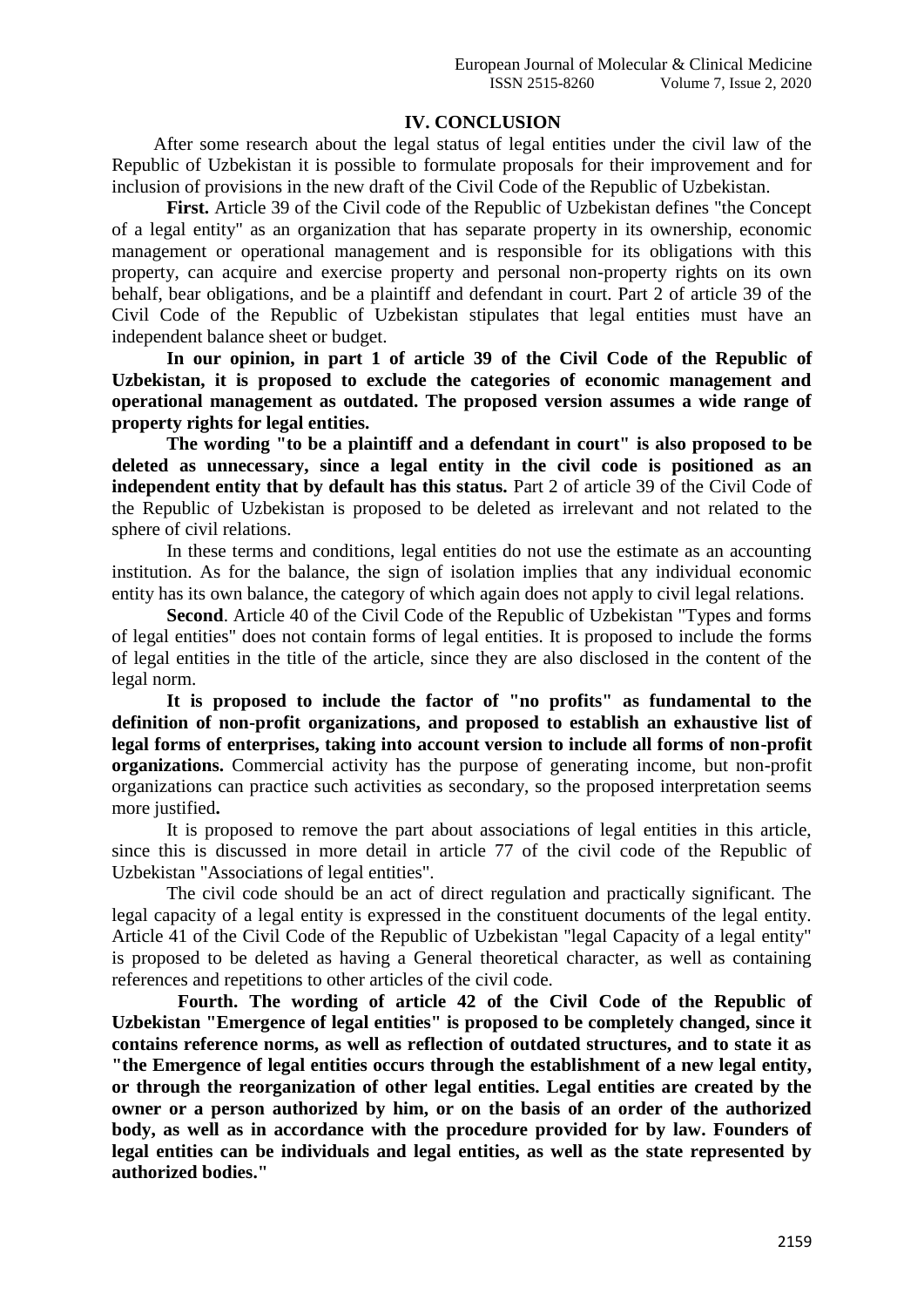## IV. CONCLUSION

After some research about the legal status of legal entities under the civil law of the Republic of Uzbekistan it is possible to formulate proposals for their improvement and for inclusion of provisions in the new draft of the Civil Code of the Republic of Uzbekistan.

**First.** Article 39 of the Civil code of the Republic of Uzbekistan defines "the Concept of a legal entity" as an organization that has separate property in its ownership, economic management or operational management and is responsible for its obligations with this property, can acquire and exercise property and personal non-property rights on its own behalf, bear obligations, and be a plaintiff and defendant in court. Part 2 of article 39 of the Civil Code of the Republic of Uzbekistan stipulates that legal entities must have an independent balance sheet or budget.

**In our opinion, in part 1 of article 39 of the Civil Code of the Republic of Uzbekistan, it is proposed to exclude the categories of economic management and operational management as outdated. The proposed version assumes a wide range of property rights for legal entities.**

**The wording "to be a plaintiff and a defendant in court" is also proposed to be deleted as unnecessary, since a legal entity in the civil code is positioned as an independent entity that by default has this status.** Part 2 of article 39 of the Civil Code of the Republic of Uzbekistan is proposed to be deleted as irrelevant and not related to the sphere of civil relations.

In these terms and conditions, legal entities do not use the estimate as an accounting institution. As for the balance, the sign of isolation implies that any individual economic entity has its own balance, the category of which again does not apply to civil legal relations.

**Second**. Article 40 of the Civil Code of the Republic of Uzbekistan "Types and forms of legal entities" does not contain forms of legal entities. It is proposed to include the forms of legal entities in the title of the article, since they are also disclosed in the content of the legal norm.

**It is proposed to include the factor of "no profits" as fundamental to the definition of non-profit organizations, and proposed to establish an exhaustive list of legal forms of enterprises, taking into account version to include all forms of non-profit organizations.** Commercial activity has the purpose of generating income, but non-profit organizations can practice such activities as secondary, so the proposed interpretation seems more justified**.**

It is proposed to remove the part about associations of legal entities in this article, since this is discussed in more detail in article 77 of the civil code of the Republic of Uzbekistan "Associations of legal entities".

The civil code should be an act of direct regulation and practically significant. The legal capacity of a legal entity is expressed in the constituent documents of the legal entity. Article 41 of the Civil Code of the Republic of Uzbekistan "legal Capacity of a legal entity" is proposed to be deleted as having a General theoretical character, as well as containing references and repetitions to other articles of the civil code.

**Fourth. The wording of article 42 of the Civil Code of the Republic of Uzbekistan "Emergence of legal entities" is proposed to be completely changed, since it contains reference norms, as well as reflection of outdated structures, and to state it as "the Emergence of legal entities occurs through the establishment of a new legal entity, or through the reorganization of other legal entities. Legal entities are created by the owner or a person authorized by him, or on the basis of an order of the authorized body, as well as in accordance with the procedure provided for by law. Founders of legal entities can be individuals and legal entities, as well as the state represented by authorized bodies."**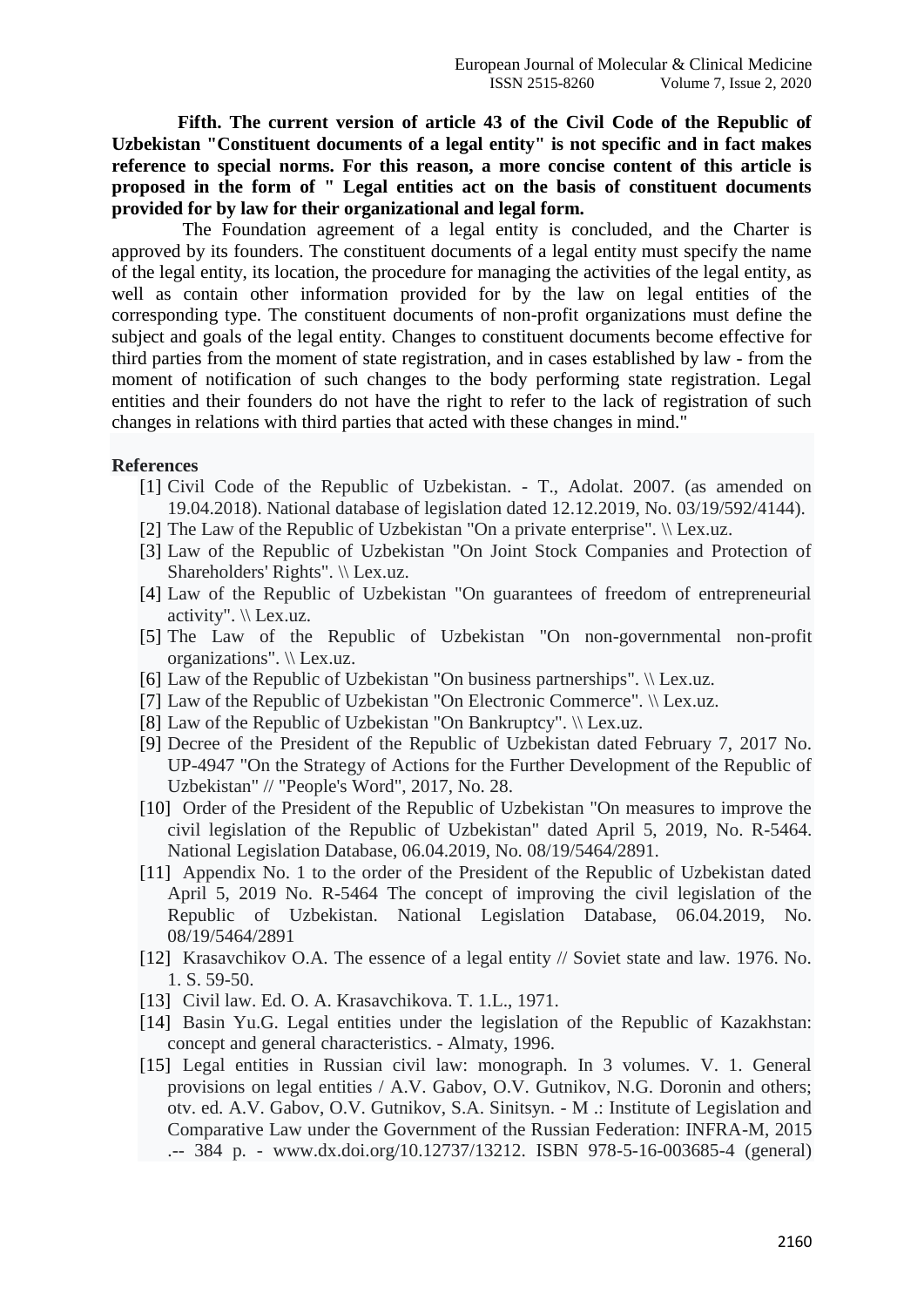**Fifth. The current version of article 43 of the Civil Code of the Republic of Uzbekistan "Constituent documents of a legal entity" is not specific and in fact makes reference to special norms. For this reason, a more concise content of this article is proposed in the form of " Legal entities act on the basis of constituent documents provided for by law for their organizational and legal form.**

The Foundation agreement of a legal entity is concluded, and the Charter is approved by its founders. The constituent documents of a legal entity must specify the name of the legal entity, its location, the procedure for managing the activities of the legal entity, as well as contain other information provided for by the law on legal entities of the corresponding type. The constituent documents of non-profit organizations must define the subject and goals of the legal entity. Changes to constituent documents become effective for third parties from the moment of state registration, and in cases established by law - from the moment of notification of such changes to the body performing state registration. Legal entities and their founders do not have the right to refer to the lack of registration of such changes in relations with third parties that acted with these changes in mind."

**References**

[1] Civil Code of the Republic of Uzbekistan. - T., Adolat. 2007. (as amended on 19.04.2018). National database of legislation dated 12.12.2019, No. 03/19/592/4144).

[2] The Law of the Republic of Uzbekistan "On a private enterprise". \\ Lex.uz.

[3] Law of the Republic of Uzbekistan "On Joint Stock Companies and Protection of Shareholders' Rights". \\ Lex.uz.

[4] Law of the Republic of Uzbekistan "On guarantees of freedom of entrepreneurial activity". \\ Lex.uz.

[5] The Law of the Republic of Uzbekistan "On non-governmental non-profit organizations". \\ Lex.uz.

[6] Law of the Republic of Uzbekistan "On business partnerships". \\ Lex.uz.

[7] Law of the Republic of Uzbekistan "On Electronic Commerce". \\ Lex.uz.

[8] Law of the Republic of Uzbekistan "On Bankruptcy". \\ Lex.uz.

[9] Decree of the President of the Republic of Uzbekistan dated February 7, 2017 No. UP-4947 "On the Strategy of Actions for the Further Development of the Republic of Uzbekistan" // "People's Word", 2017, No. 28.

[10] Order of the President of the Republic of Uzbekistan "On measures to improve the civil legislation of the Republic of Uzbekistan" dated April 5, 2019, No. R-5464. National Legislation Database, 06.04.2019, No. 08/19/5464/2891.

[11] Appendix No. 1 to the order of the President of the Republic of Uzbekistan dated April 5, 2019 No. R-5464 The concept of improving the civil legislation of the Republic of Uzbekistan. National Legislation Database, 06.04.2019, No. 08/19/5464/2891

[12] Krasavchikov O.A. The essence of a legal entity // Soviet state and law. 1976. No. 1. S. 59-50.

[13] Civil law. Ed. O. A. Krasavchikova. T. 1.L., 1971.

[14] Basin Yu.G. Legal entities under the legislation of the Republic of Kazakhstan: concept and general characteristics. - Almaty, 1996.

[15] Legal entities in Russian civil law: monograph. In 3 volumes. V. 1. General provisions on legal entities / A.V. Gabov, O.V. Gutnikov, N.G. Doronin and others; otv. ed. A.V. Gabov, O.V. Gutnikov, S.A. Sinitsyn. - M .: Institute of Legislation and Comparative Law under the Government of the Russian Federation: INFRA-M, 2015 .-- 384 p. - www.dx.doi.org/10.12737/13212. ISBN 978-5-16-003685-4 (general)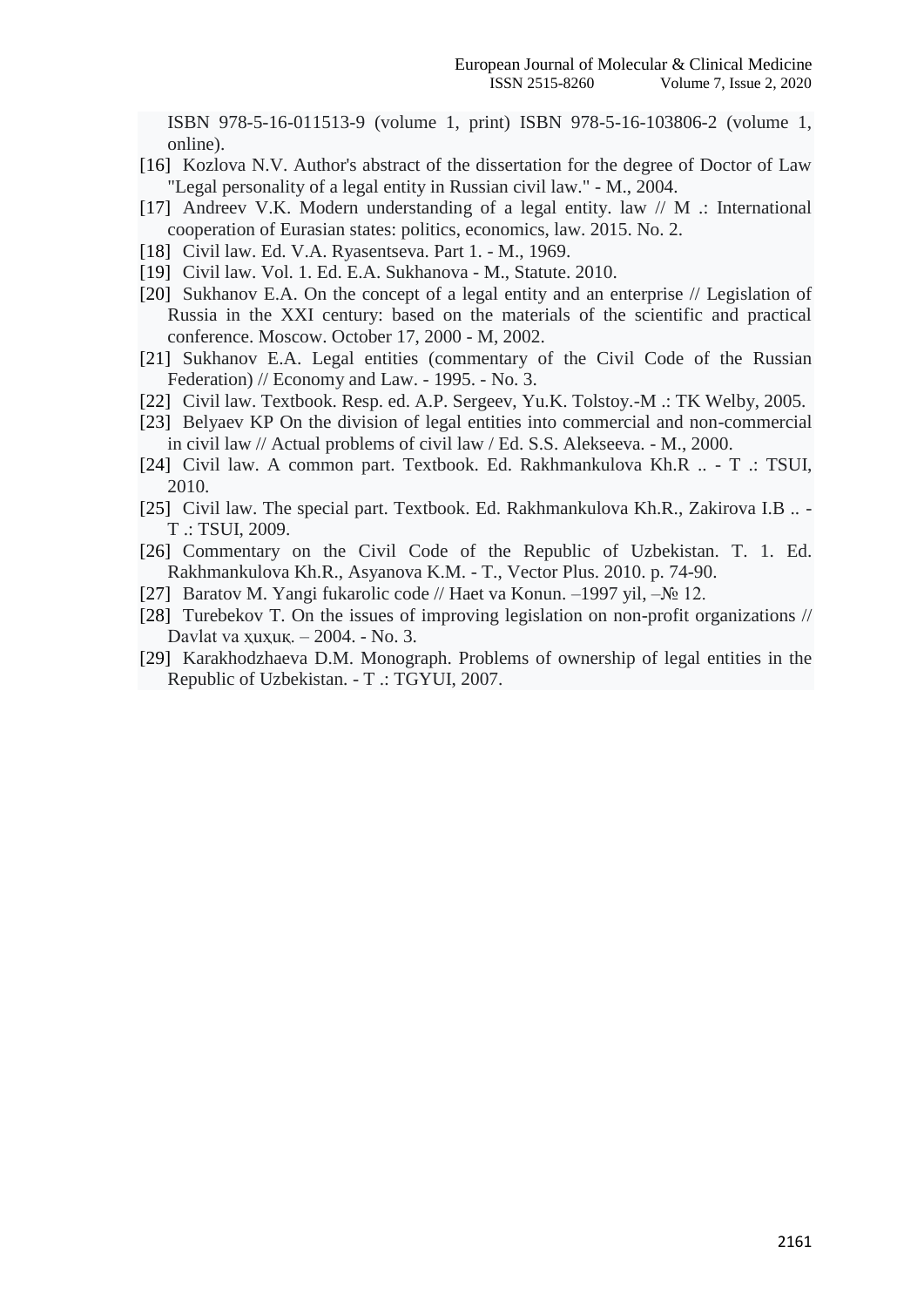ISBN 978-5-16-011513-9 (volume 1, print) ISBN 978-5-16-103806-2 (volume 1, online).

[16] Kozlova N.V. Author's abstract of the dissertation for the degree of Doctor of Law "Legal personality of a legal entity in Russian civil law." - M., 2004.

[17] Andreev V.K. Modern understanding of a legal entity. law // M .: International cooperation of Eurasian states: politics, economics, law. 2015. No. 2.

[18] Civil law. Ed. V.A. Ryasentseva. Part 1. - M., 1969.

[19] Civil law. Vol. 1. Ed. E.A. Sukhanova - M., Statute. 2010.

[20] Sukhanov E.A. On the concept of a legal entity and an enterprise // Legislation of Russia in the XXI century: based on the materials of the scientific and practical conference. Moscow. October 17, 2000 - M, 2002.

[21] Sukhanov E.A. Legal entities (commentary of the Civil Code of the Russian Federation) // Economy and Law. - 1995. - No. 3.

[22] Civil law. Textbook. Resp. ed. A.P. Sergeev, Yu.K. Tolstoy.-M .: TK Welby, 2005.

[23] Belyaev KP On the division of legal entities into commercial and non-commercial in civil law // Actual problems of civil law / Ed. S.S. Alekseeva. - M., 2000.

[24] Civil law. A common part. Textbook. Ed. Rakhmankulova Kh.R .. - T .: TSUI, 2010.

[25] Civil law. The special part. Textbook. Ed. Rakhmankulova Kh.R., Zakirova I.B .. - T .: TSUI, 2009.

[26] Commentary on the Civil Code of the Republic of Uzbekistan. T. 1. Ed. Rakhmankulova Kh.R., Asyanova K.M. - T., Vector Plus. 2010. p. 74-90.

[27] Baratov M. Yangi fukarolic code // Haet va Konun. –1997 yil, –№ 12.

[28] Turebekov T. On the issues of improving legislation on non-profit organizations // Davlat va ҳуқуқ. – 2004. - No. 3.

[29] Karakhodzhaeva D.M. Monograph. Problems of ownership of legal entities in the Republic of Uzbekistan. - T .: TGYUI, 2007.